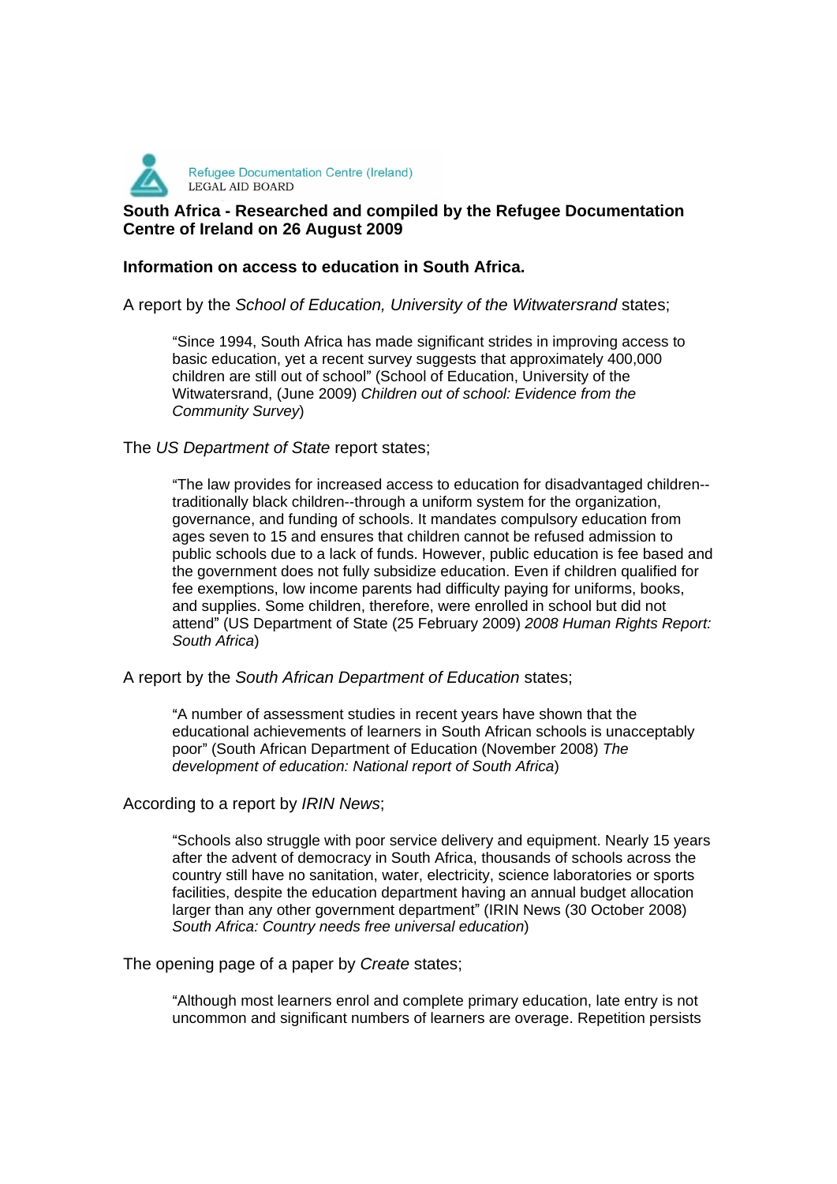Refugee Documentation Centre (Ireland)
LEGAL AID BOARD

**South Africa - Researched and compiled by the Refugee Documentation Centre of Ireland on 26 August 2009**

**Information on access to education in South Africa.**

A report by the *School of Education, University of the Witwatersrand* states;

> "Since 1994, South Africa has made significant strides in improving access to basic education, yet a recent survey suggests that approximately 400,000 children are still out of school" (School of Education, University of the Witwatersrand, (June 2009) *Children out of school: Evidence from the Community Survey*)

The *US Department of State* report states;

> "The law provides for increased access to education for disadvantaged children--traditionally black children--through a uniform system for the organization, governance, and funding of schools. It mandates compulsory education from ages seven to 15 and ensures that children cannot be refused admission to public schools due to a lack of funds. However, public education is fee based and the government does not fully subsidize education. Even if children qualified for fee exemptions, low income parents had difficulty paying for uniforms, books, and supplies. Some children, therefore, were enrolled in school but did not attend" (US Department of State (25 February 2009) *2008 Human Rights Report: South Africa*)

A report by the *South African Department of Education* states;

> "A number of assessment studies in recent years have shown that the educational achievements of learners in South African schools is unacceptably poor" (South African Department of Education (November 2008) *The development of education: National report of South Africa*)

According to a report by *IRIN News*;

> "Schools also struggle with poor service delivery and equipment. Nearly 15 years after the advent of democracy in South Africa, thousands of schools across the country still have no sanitation, water, electricity, science laboratories or sports facilities, despite the education department having an annual budget allocation larger than any other government department" (IRIN News (30 October 2008) *South Africa: Country needs free universal education*)

The opening page of a paper by *Create* states;

> "Although most learners enrol and complete primary education, late entry is not uncommon and significant numbers of learners are overage. Repetition persists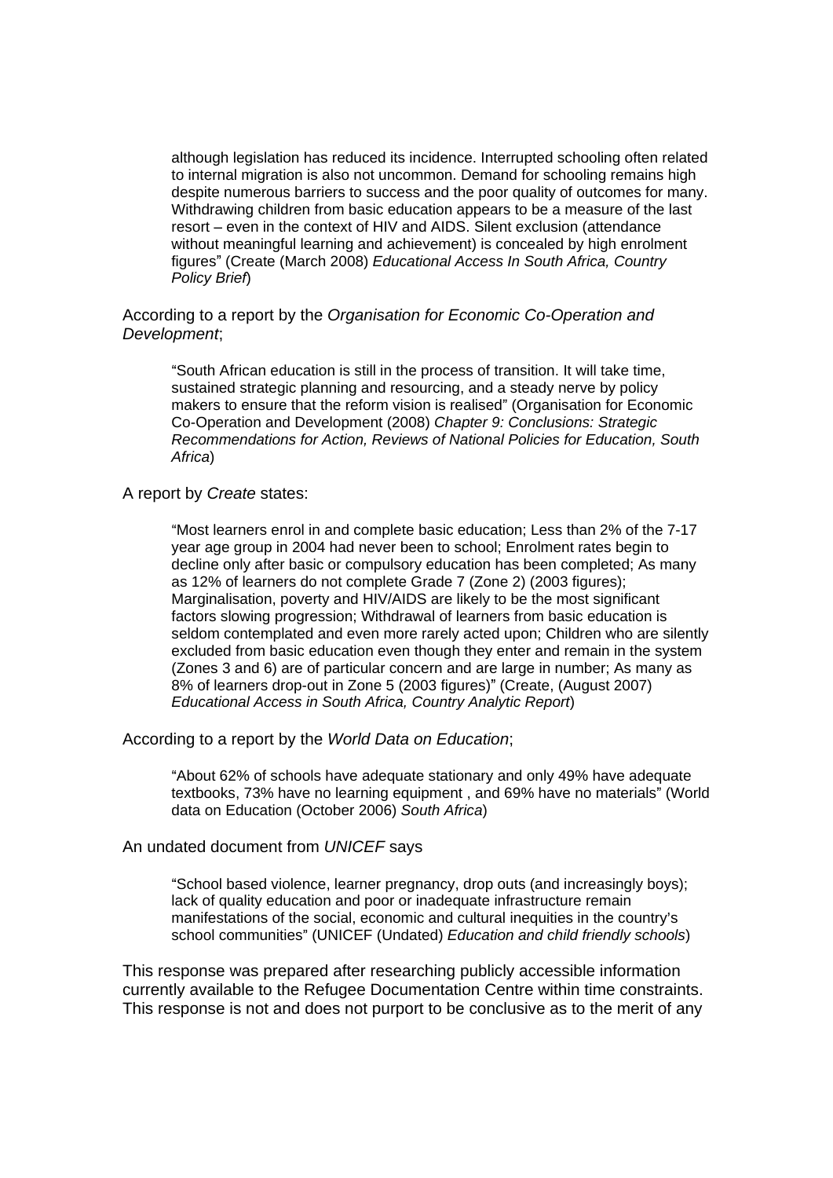> although legislation has reduced its incidence. Interrupted schooling often related to internal migration is also not uncommon. Demand for schooling remains high despite numerous barriers to success and the poor quality of outcomes for many. Withdrawing children from basic education appears to be a measure of the last resort – even in the context of HIV and AIDS. Silent exclusion (attendance without meaningful learning and achievement) is concealed by high enrolment figures" (Create (March 2008) *Educational Access In South Africa, Country Policy Brief*)

According to a report by the *Organisation for Economic Co-Operation and Development*;

> "South African education is still in the process of transition. It will take time, sustained strategic planning and resourcing, and a steady nerve by policy makers to ensure that the reform vision is realised" (Organisation for Economic Co-Operation and Development (2008) *Chapter 9: Conclusions: Strategic Recommendations for Action, Reviews of National Policies for Education, South Africa*)

A report by *Create* states:

> "Most learners enrol in and complete basic education; Less than 2% of the 7-17 year age group in 2004 had never been to school; Enrolment rates begin to decline only after basic or compulsory education has been completed; As many as 12% of learners do not complete Grade 7 (Zone 2) (2003 figures); Marginalisation, poverty and HIV/AIDS are likely to be the most significant factors slowing progression; Withdrawal of learners from basic education is seldom contemplated and even more rarely acted upon; Children who are silently excluded from basic education even though they enter and remain in the system (Zones 3 and 6) are of particular concern and are large in number; As many as 8% of learners drop-out in Zone 5 (2003 figures)" (Create, (August 2007) *Educational Access in South Africa, Country Analytic Report*)

According to a report by the *World Data on Education*;

> "About 62% of schools have adequate stationary and only 49% have adequate textbooks, 73% have no learning equipment , and 69% have no materials" (World data on Education (October 2006) *South Africa*)

An undated document from *UNICEF* says

> "School based violence, learner pregnancy, drop outs (and increasingly boys); lack of quality education and poor or inadequate infrastructure remain manifestations of the social, economic and cultural inequities in the country's school communities" (UNICEF (Undated) *Education and child friendly schools*)

This response was prepared after researching publicly accessible information currently available to the Refugee Documentation Centre within time constraints. This response is not and does not purport to be conclusive as to the merit of any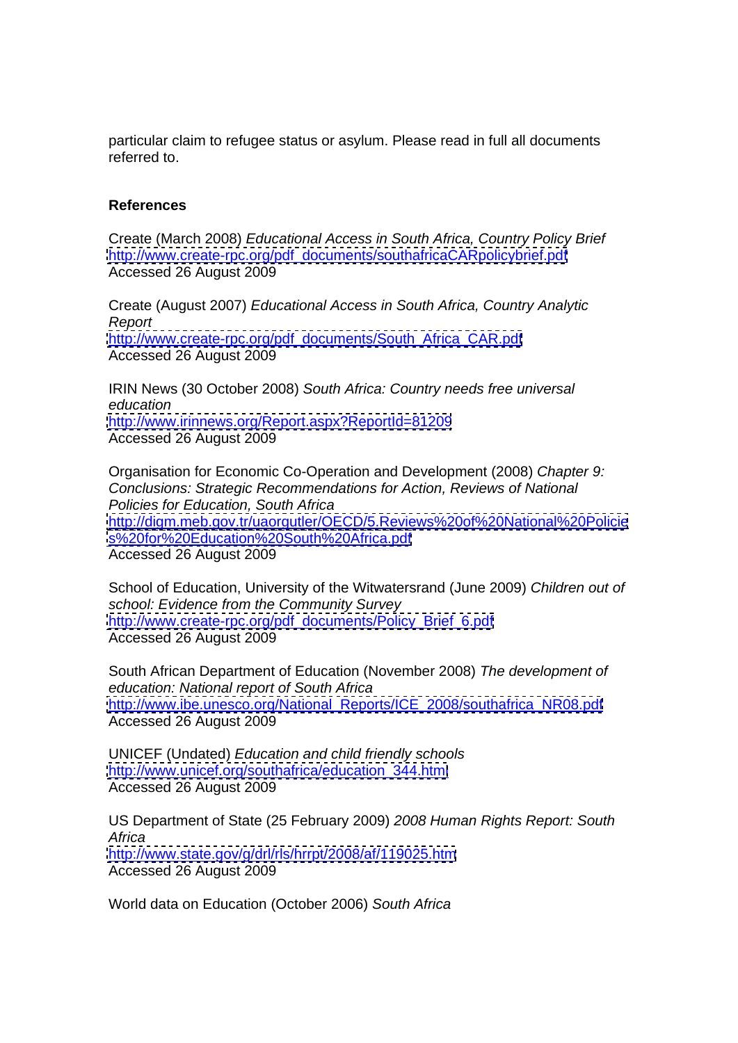particular claim to refugee status or asylum. Please read in full all documents referred to.

**References**

Create (March 2008) *Educational Access in South Africa, Country Policy Brief* http://www.create-rpc.org/pdf_documents/southafricaCARpolicybrief.pdf Accessed 26 August 2009

Create (August 2007) *Educational Access in South Africa, Country Analytic Report* http://www.create-rpc.org/pdf_documents/South_Africa_CAR.pdf Accessed 26 August 2009

IRIN News (30 October 2008) *South Africa: Country needs free universal education* http://www.irinnews.org/Report.aspx?ReportId=81209 Accessed 26 August 2009

Organisation for Economic Co-Operation and Development (2008) *Chapter 9: Conclusions: Strategic Recommendations for Action, Reviews of National Policies for Education, South Africa* http://digm.meb.gov.tr/uaorgutler/OECD/5.Reviews%20of%20National%20Policies%20for%20Education%20South%20Africa.pdf Accessed 26 August 2009

School of Education, University of the Witwatersrand (June 2009) *Children out of school: Evidence from the Community Survey* http://www.create-rpc.org/pdf_documents/Policy_Brief_6.pdf Accessed 26 August 2009

South African Department of Education (November 2008) *The development of education: National report of South Africa* http://www.ibe.unesco.org/National_Reports/ICE_2008/southafrica_NR08.pdf Accessed 26 August 2009

UNICEF (Undated) *Education and child friendly schools* http://www.unicef.org/southafrica/education_344.html Accessed 26 August 2009

US Department of State (25 February 2009) *2008 Human Rights Report: South Africa* http://www.state.gov/g/drl/rls/hrrpt/2008/af/119025.htm Accessed 26 August 2009

World data on Education (October 2006) *South Africa*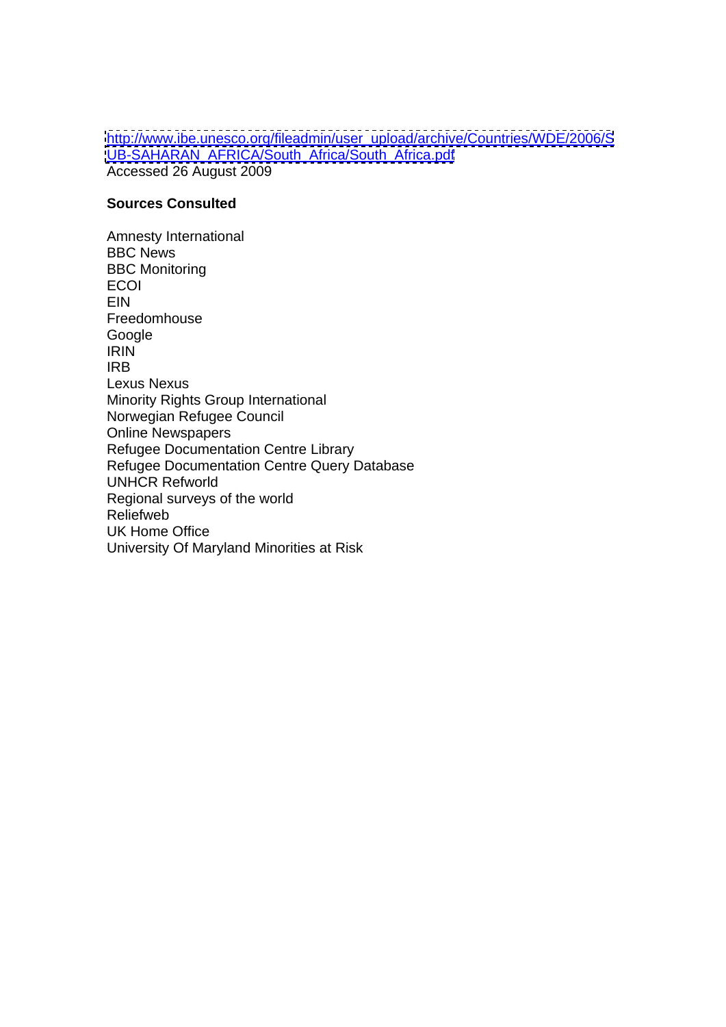http://www.ibe.unesco.org/fileadmin/user_upload/archive/Countries/WDE/2006/SUB-SAHARAN_AFRICA/South_Africa/South_Africa.pdf
Accessed 26 August 2009

**Sources Consulted**

Amnesty International
BBC News
BBC Monitoring
ECOI
EIN
Freedomhouse
Google
IRIN
IRB
Lexus Nexus
Minority Rights Group International
Norwegian Refugee Council
Online Newspapers
Refugee Documentation Centre Library
Refugee Documentation Centre Query Database
UNHCR Refworld
Regional surveys of the world
Reliefweb
UK Home Office
University Of Maryland Minorities at Risk